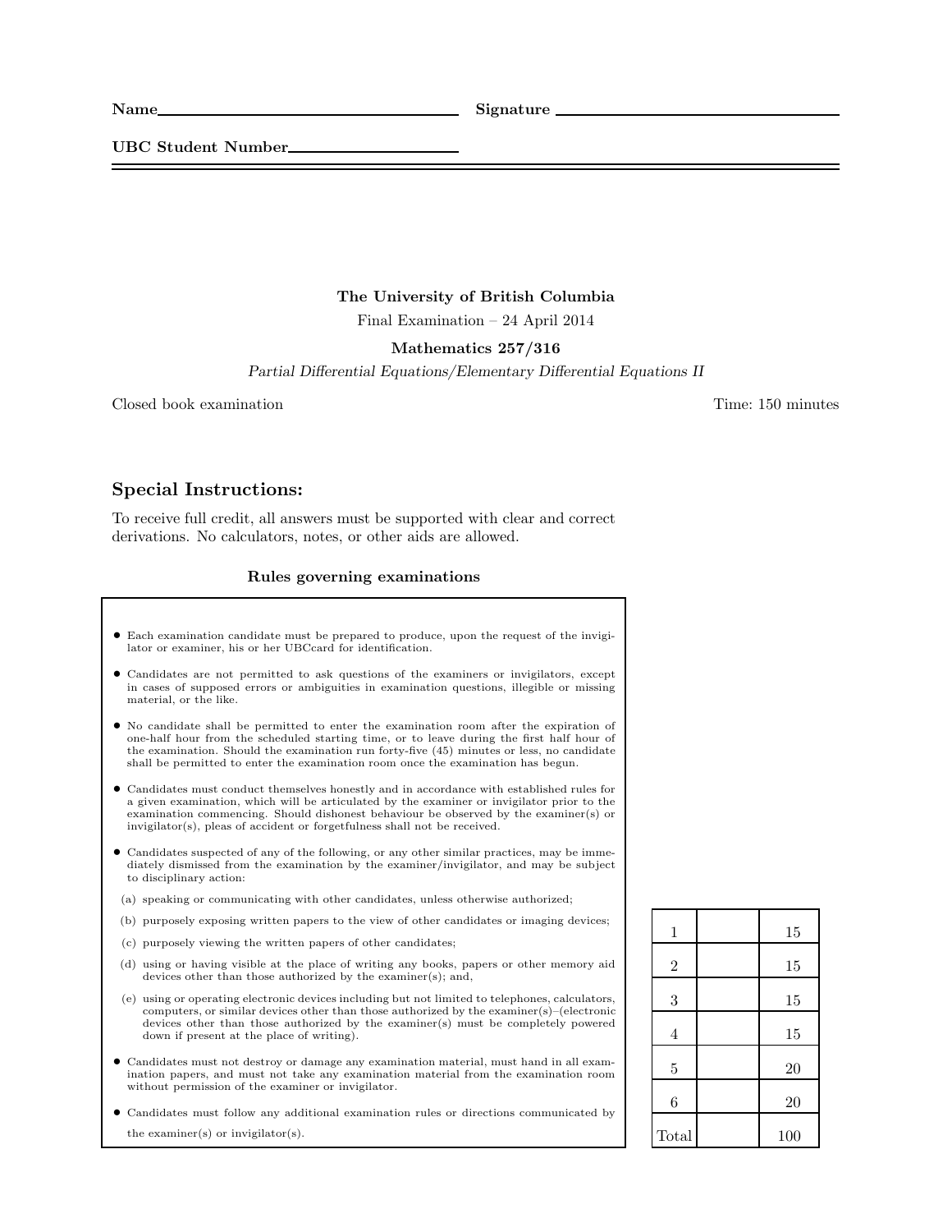**Name** ______________________________ **Signature** ______________________________

**UBC Student Number** ____________________

---

**The University of British Columbia**

Final Examination – 24 April 2014

**Mathematics 257/316**

*Partial Differential Equations/Elementary Differential Equations II*

Closed book examination | Time: 150 minutes

## Special Instructions:

To receive full credit, all answers must be supported with clear and correct derivations. No calculators, notes, or other aids are allowed.

### Rules governing examinations

- Each examination candidate must be prepared to produce, upon the request of the invigilator or examiner, his or her UBCcard for identification.
- Candidates are not permitted to ask questions of the examiners or invigilators, except in cases of supposed errors or ambiguities in examination questions, illegible or missing material, or the like.
- No candidate shall be permitted to enter the examination room after the expiration of one-half hour from the scheduled starting time, or to leave during the first half hour of the examination. Should the examination run forty-five (45) minutes or less, no candidate shall be permitted to enter the examination room once the examination has begun.
- Candidates must conduct themselves honestly and in accordance with established rules for a given examination, which will be articulated by the examiner or invigilator prior to the examination commencing. Should dishonest behaviour be observed by the examiner(s) or invigilator(s), pleas of accident or forgetfulness shall not be received.
- Candidates suspected of any of the following, or any other similar practices, may be immediately dismissed from the examination by the examiner/invigilator, and may be subject to disciplinary action:
  - (a) speaking or communicating with other candidates, unless otherwise authorized;
  - (b) purposely exposing written papers to the view of other candidates or imaging devices;
  - (c) purposely viewing the written papers of other candidates;
  - (d) using or having visible at the place of writing any books, papers or other memory aid devices other than those authorized by the examiner(s); and,
  - (e) using or operating electronic devices including but not limited to telephones, calculators, computers, or similar devices other than those authorized by the examiner(s)–(electronic devices other than those authorized by the examiner(s) must be completely powered down if present at the place of writing).
- Candidates must not destroy or damage any examination material, must hand in all examination papers, and must not take any examination material from the examination room without permission of the examiner or invigilator.
- Candidates must follow any additional examination rules or directions communicated by the examiner(s) or invigilator(s).

| | | |
|---|---|---|
| 1 | | 15 |
| 2 | | 15 |
| 3 | | 15 |
| 4 | | 15 |
| 5 | | 20 |
| 6 | | 20 |
| Total | | 100 |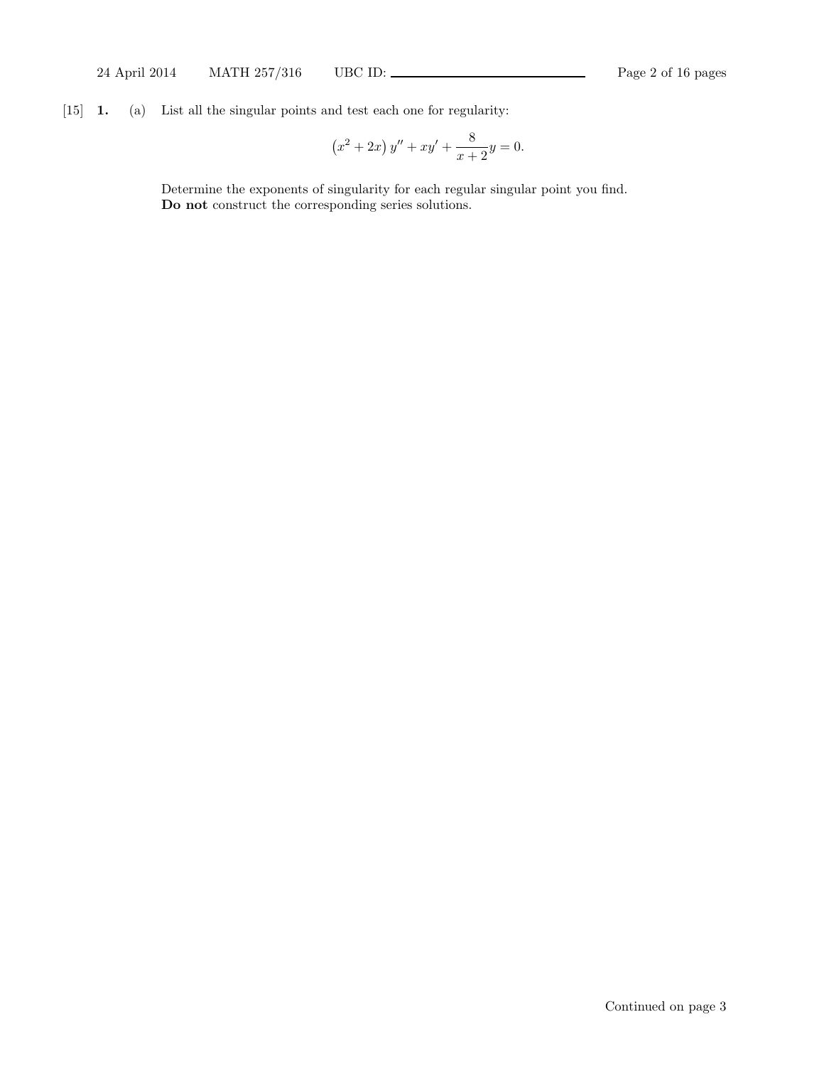[15] **1.** (a) List all the singular points and test each one for regularity:

$$\left(x^2 + 2x\right) y'' + xy' + \frac{8}{x+2} y = 0.$$

Determine the exponents of singularity for each regular singular point you find.
**Do not** construct the corresponding series solutions.

Continued on page 3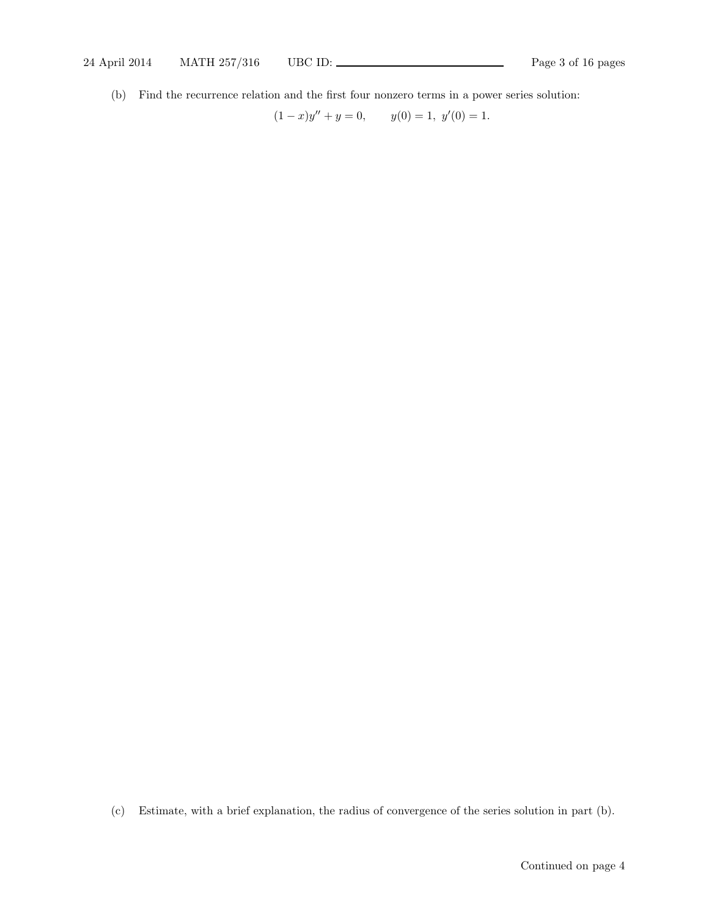(b) Find the recurrence relation and the first four nonzero terms in a power series solution:

$$(1-x)y'' + y = 0, \qquad y(0) = 1,\ y'(0) = 1.$$

(c) Estimate, with a brief explanation, the radius of convergence of the series solution in part (b).

Continued on page 4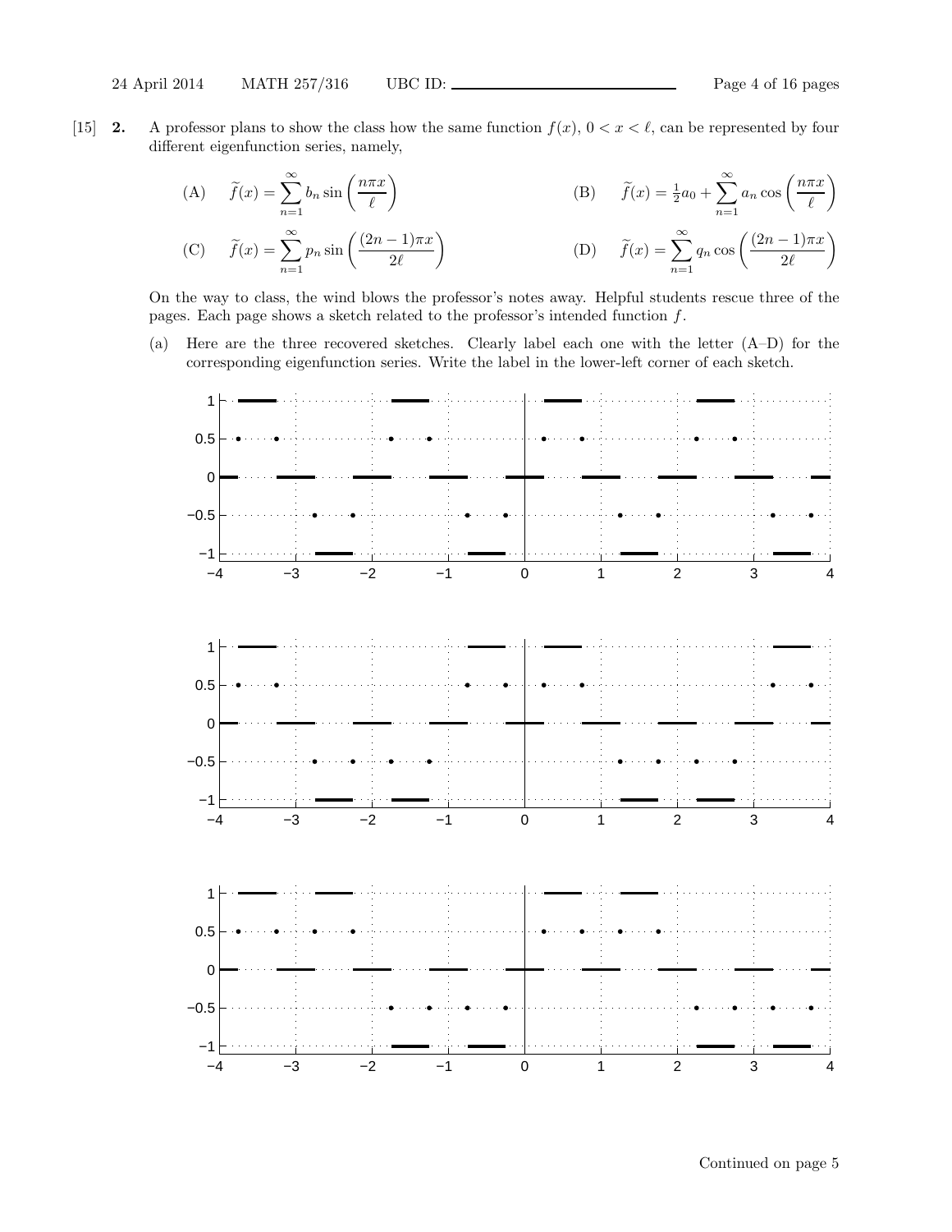[15] **2.** A professor plans to show the class how the same function $f(x)$, $0 < x < \ell$, can be represented by four different eigenfunction series, namely,

(A) $\displaystyle \widetilde{f}(x) = \sum_{n=1}^{\infty} b_n \sin\left(\frac{n\pi x}{\ell}\right)$

(B) $\displaystyle \widetilde{f}(x) = \tfrac{1}{2}a_0 + \sum_{n=1}^{\infty} a_n \cos\left(\frac{n\pi x}{\ell}\right)$

(C) $\displaystyle \widetilde{f}(x) = \sum_{n=1}^{\infty} p_n \sin\left(\frac{(2n-1)\pi x}{2\ell}\right)$

(D) $\displaystyle \widetilde{f}(x) = \sum_{n=1}^{\infty} q_n \cos\left(\frac{(2n-1)\pi x}{2\ell}\right)$

On the way to class, the wind blows the professor's notes away. Helpful students rescue three of the pages. Each page shows a sketch related to the professor's intended function $f$.

(a) Here are the three recovered sketches. Clearly label each one with the letter (A–D) for the corresponding eigenfunction series. Write the label in the lower-left corner of each sketch.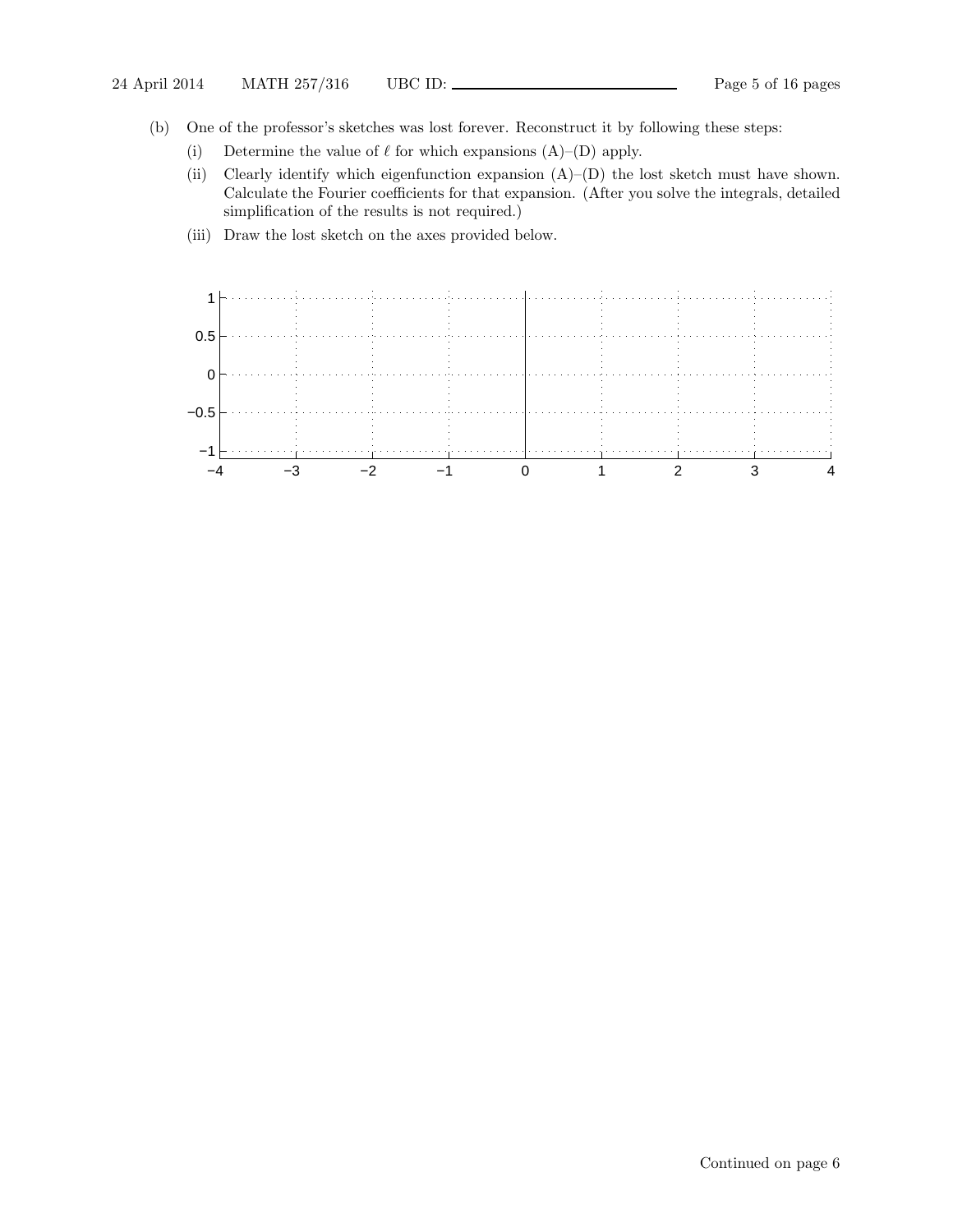(b) One of the professor's sketches was lost forever. Reconstruct it by following these steps:

(i) Determine the value of $\ell$ for which expansions (A)–(D) apply.

(ii) Clearly identify which eigenfunction expansion (A)–(D) the lost sketch must have shown. Calculate the Fourier coefficients for that expansion. (After you solve the integrals, detailed simplification of the results is not required.)

(iii) Draw the lost sketch on the axes provided below.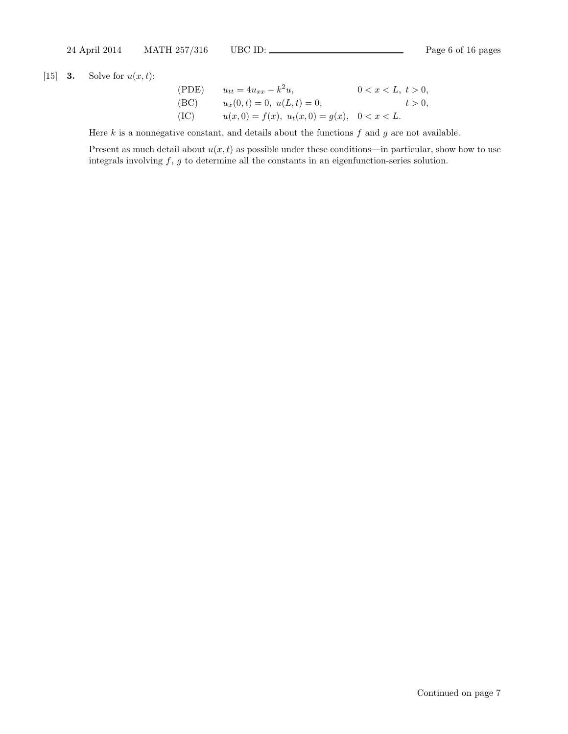[15] **3.** Solve for $u(x,t)$:

$$
\begin{aligned}
&\text{(PDE)} \qquad u_{tt} = 4u_{xx} - k^2 u, && 0 < x < L,\ t > 0,\\
&\text{(BC)} \qquad u_x(0,t) = 0,\ u(L,t) = 0, && t > 0,\\
&\text{(IC)} \qquad u(x,0) = f(x),\ u_t(x,0) = g(x), && 0 < x < L.
\end{aligned}
$$

Here $k$ is a nonnegative constant, and details about the functions $f$ and $g$ are not available.

Present as much detail about $u(x,t)$ as possible under these conditions—in particular, show how to use integrals involving $f$, $g$ to determine all the constants in an eigenfunction-series solution.

Continued on page 7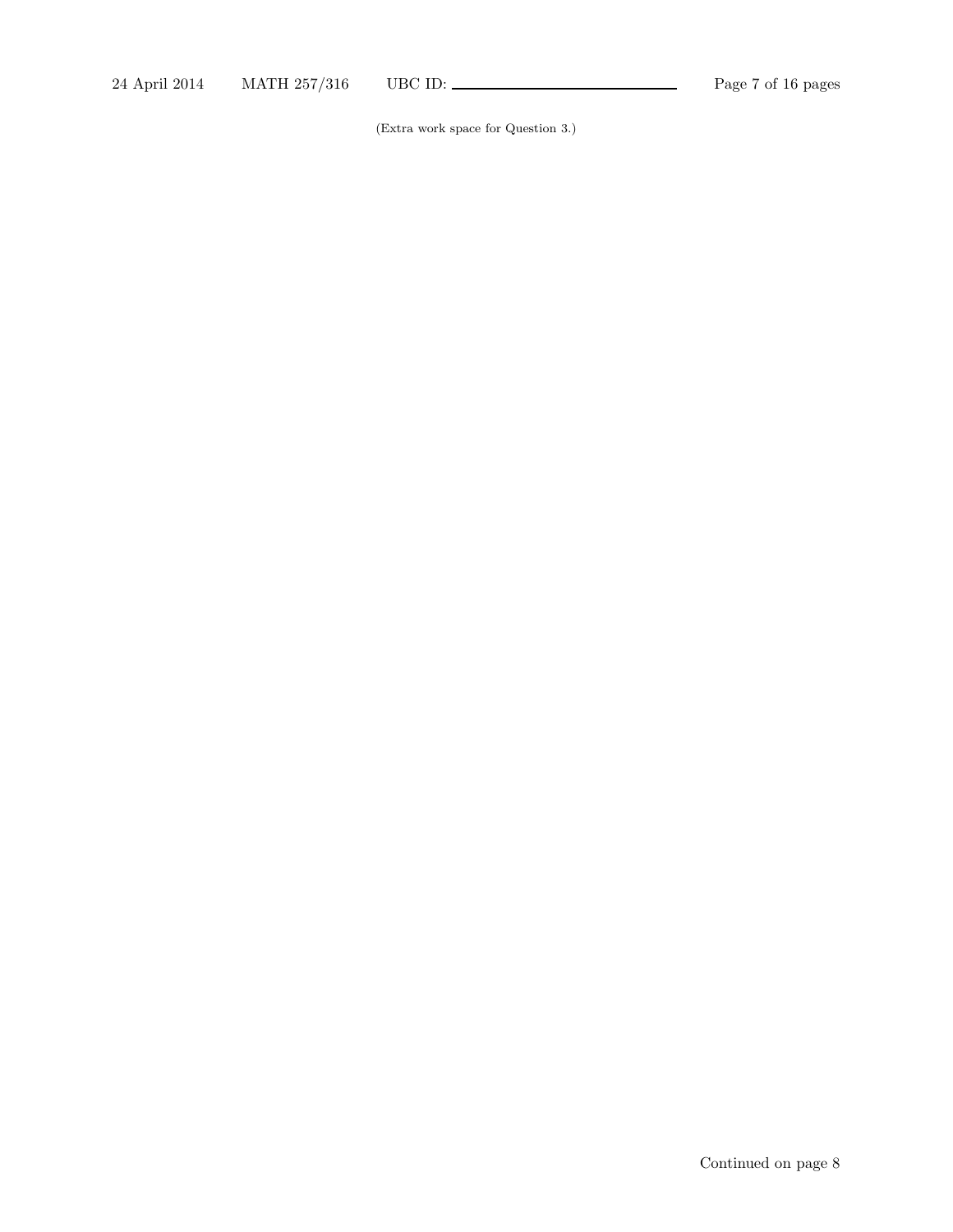(Extra work space for Question 3.)

Continued on page 8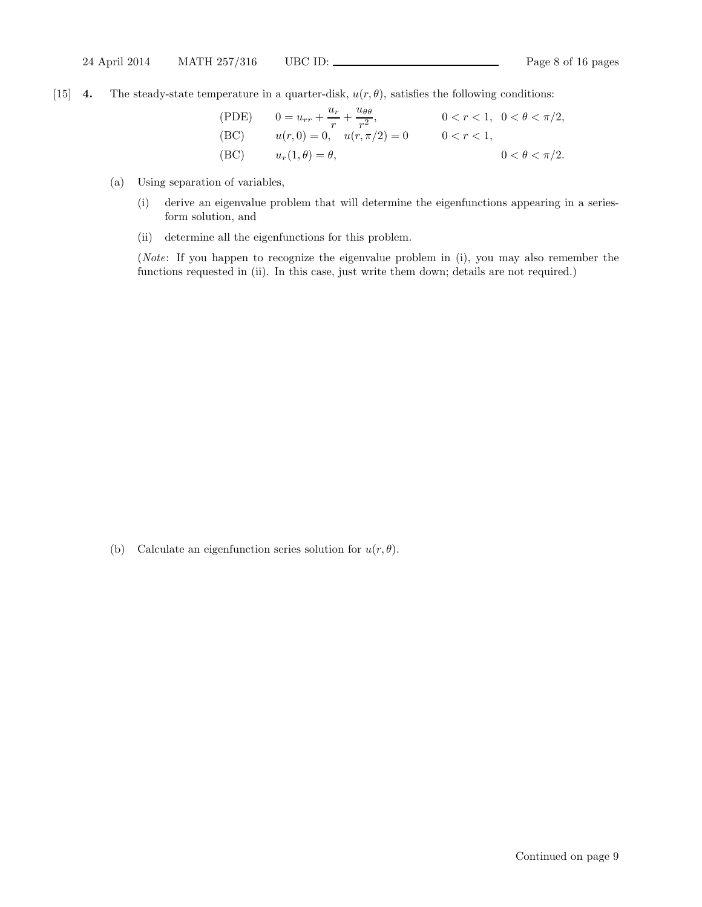[15] **4.** The steady-state temperature in a quarter-disk, $u(r, \theta)$, satisfies the following conditions:

$$
\begin{array}{lll}
\text{(PDE)} & 0 = u_{rr} + \dfrac{u_r}{r} + \dfrac{u_{\theta\theta}}{r^2}, & 0 < r < 1, \;\; 0 < \theta < \pi/2, \\
\text{(BC)} & u(r, 0) = 0, \quad u(r, \pi/2) = 0 & 0 < r < 1, \\
\text{(BC)} & u_r(1, \theta) = \theta, & 0 < \theta < \pi/2.
\end{array}
$$

(a) Using separation of variables,

(i) derive an eigenvalue problem that will determine the eigenfunctions appearing in a series-form solution, and

(ii) determine all the eigenfunctions for this problem.

(*Note*: If you happen to recognize the eigenvalue problem in (i), you may also remember the functions requested in (ii). In this case, just write them down; details are not required.)

(b) Calculate an eigenfunction series solution for $u(r, \theta)$.

Continued on page 9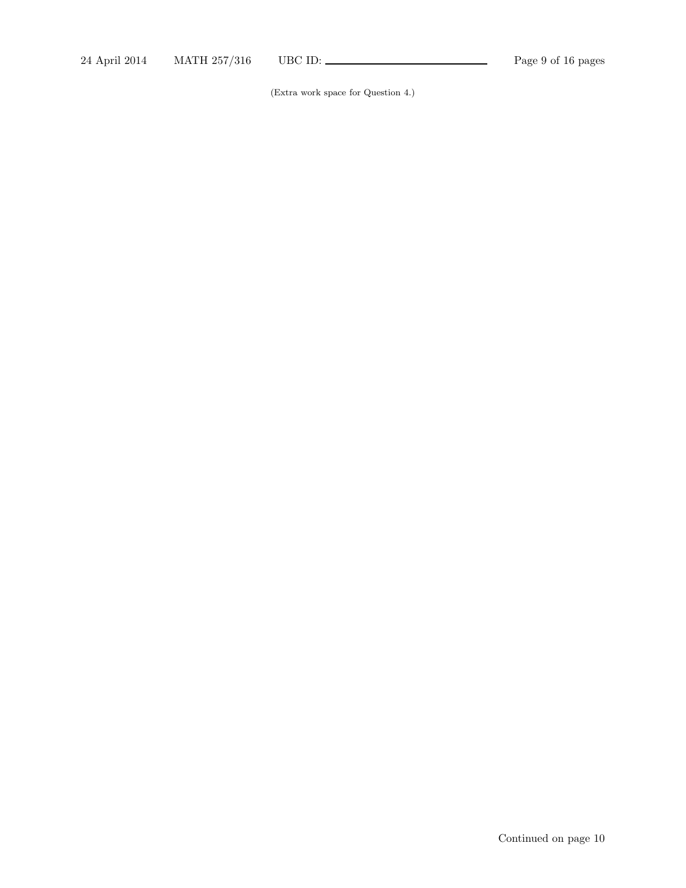(Extra work space for Question 4.)

Continued on page 10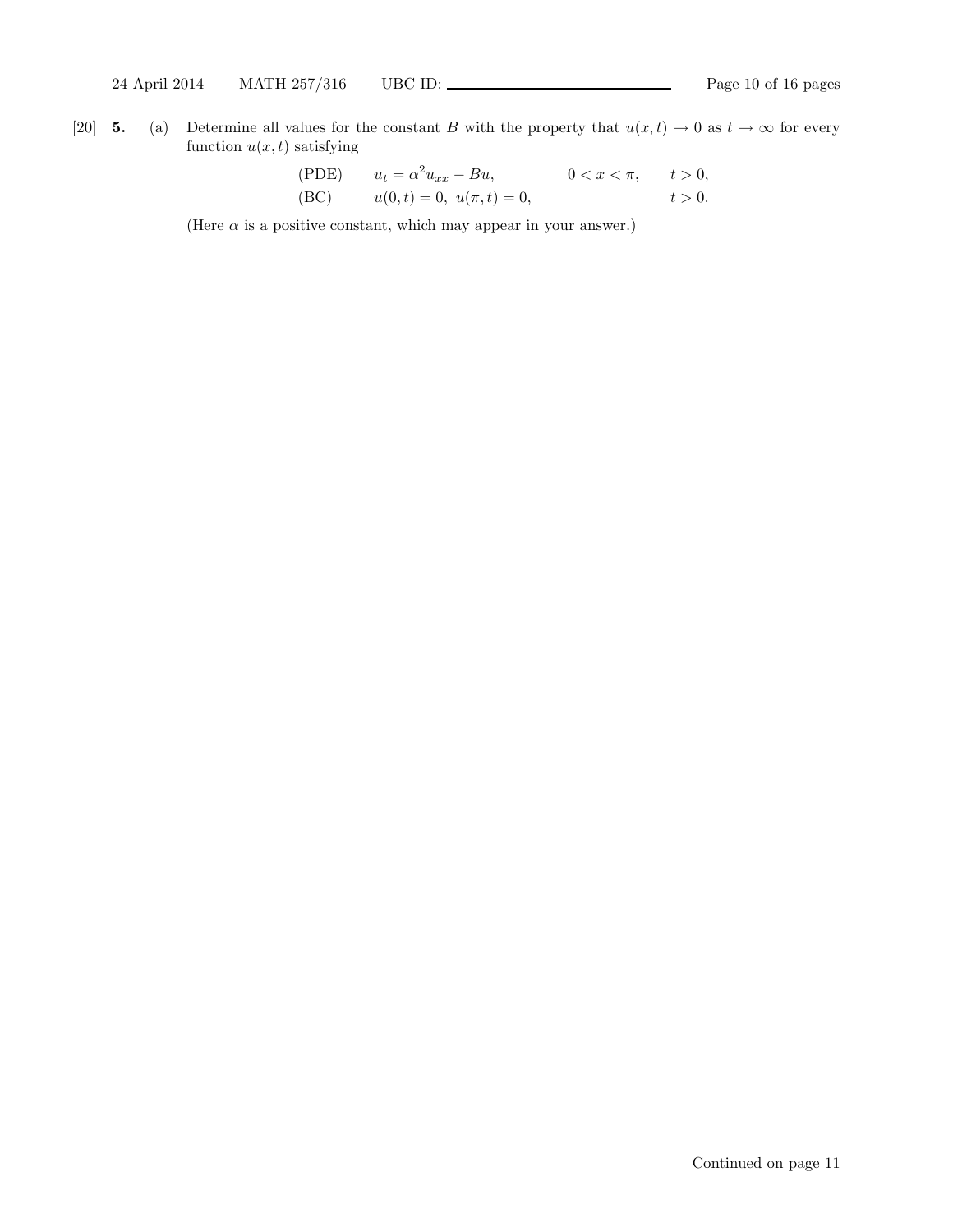[20] **5.** (a) Determine all values for the constant $B$ with the property that $u(x,t) \to 0$ as $t \to \infty$ for every function $u(x,t)$ satisfying

$$
\begin{aligned}
&\text{(PDE)} \qquad u_t = \alpha^2 u_{xx} - Bu, \qquad && 0 < x < \pi, \qquad t > 0, \\
&\text{(BC)} \qquad u(0,t) = 0, \; u(\pi,t) = 0, && t > 0.
\end{aligned}
$$

(Here $\alpha$ is a positive constant, which may appear in your answer.)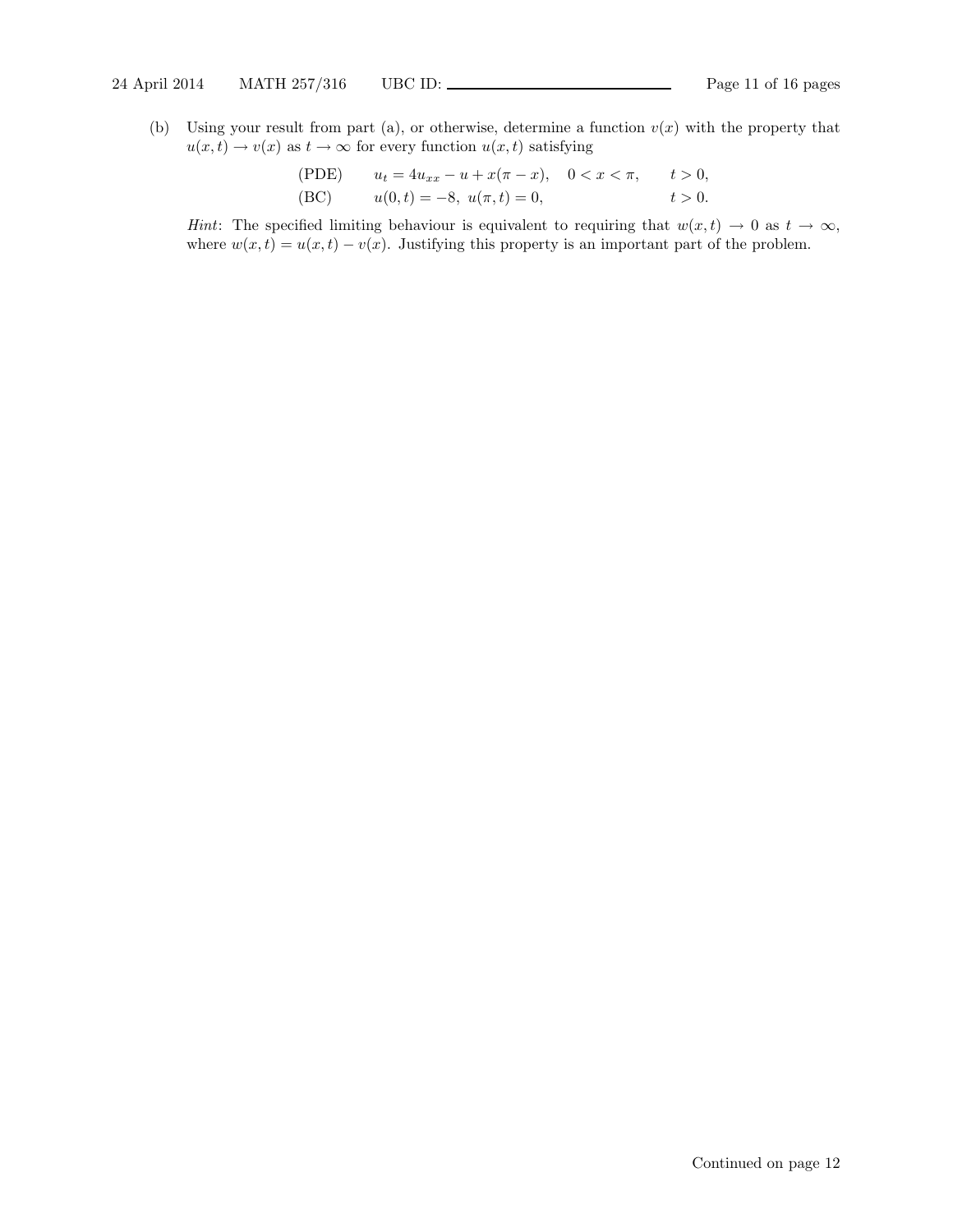(b) Using your result from part (a), or otherwise, determine a function $v(x)$ with the property that $u(x,t) \to v(x)$ as $t \to \infty$ for every function $u(x,t)$ satisfying

$$
\begin{array}{lll}
\text{(PDE)} & u_t = 4u_{xx} - u + x(\pi - x), \quad 0 < x < \pi, & t > 0, \\
\text{(BC)} & u(0,t) = -8, \ u(\pi,t) = 0, & t > 0.
\end{array}
$$

*Hint*: The specified limiting behaviour is equivalent to requiring that $w(x,t) \to 0$ as $t \to \infty$, where $w(x,t) = u(x,t) - v(x)$. Justifying this property is an important part of the problem.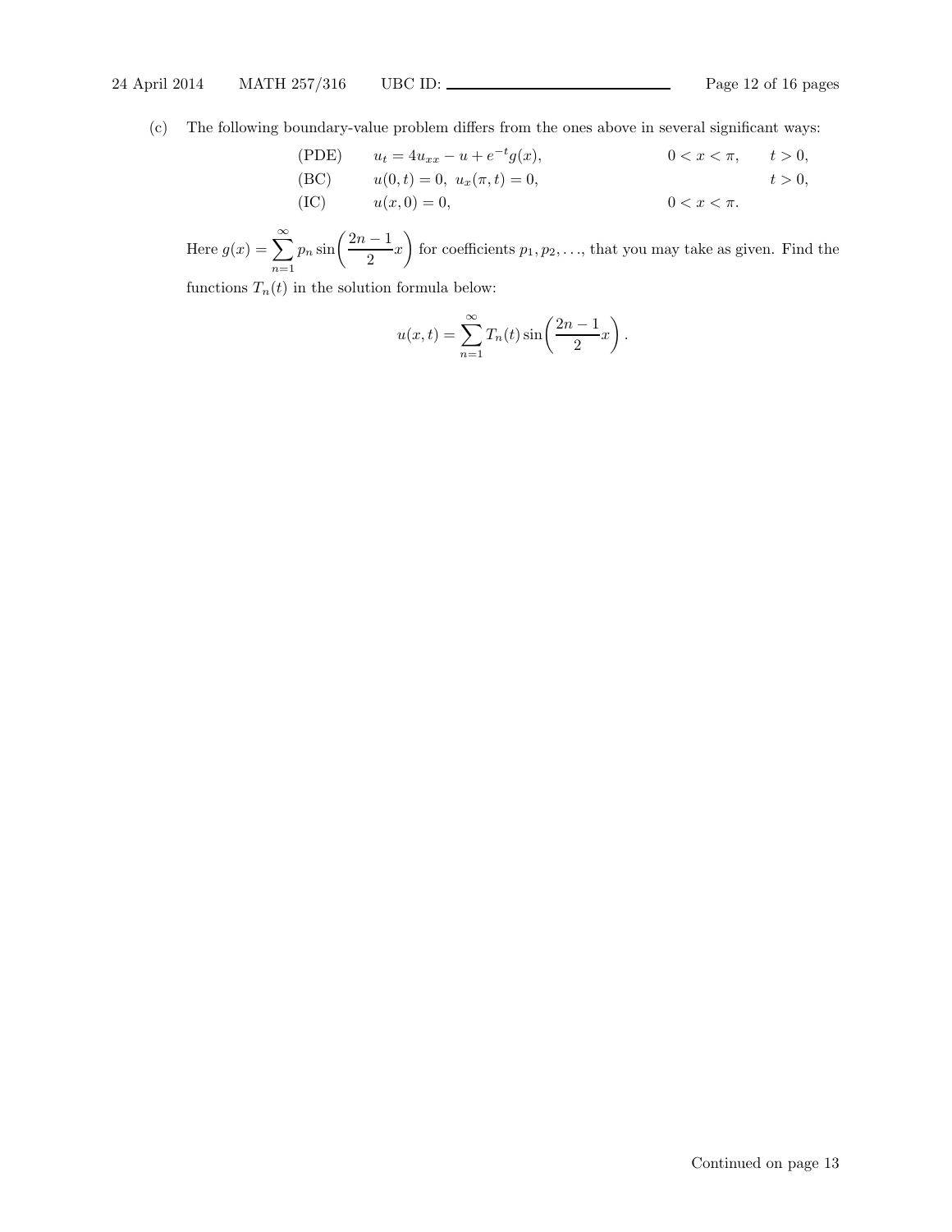(c) The following boundary-value problem differs from the ones above in several significant ways:

$$
\begin{array}{llll}
\text{(PDE)} & u_t = 4u_{xx} - u + e^{-t}g(x), & 0 < x < \pi, & t > 0, \\
\text{(BC)} & u(0,t) = 0,\ u_x(\pi,t) = 0, & & t > 0, \\
\text{(IC)} & u(x,0) = 0, & 0 < x < \pi. &
\end{array}
$$

Here $g(x) = \displaystyle\sum_{n=1}^{\infty} p_n \sin\!\left(\frac{2n-1}{2}x\right)$ for coefficients $p_1, p_2, \ldots$, that you may take as given. Find the functions $T_n(t)$ in the solution formula below:

$$
u(x,t) = \sum_{n=1}^{\infty} T_n(t) \sin\!\left(\frac{2n-1}{2}x\right).
$$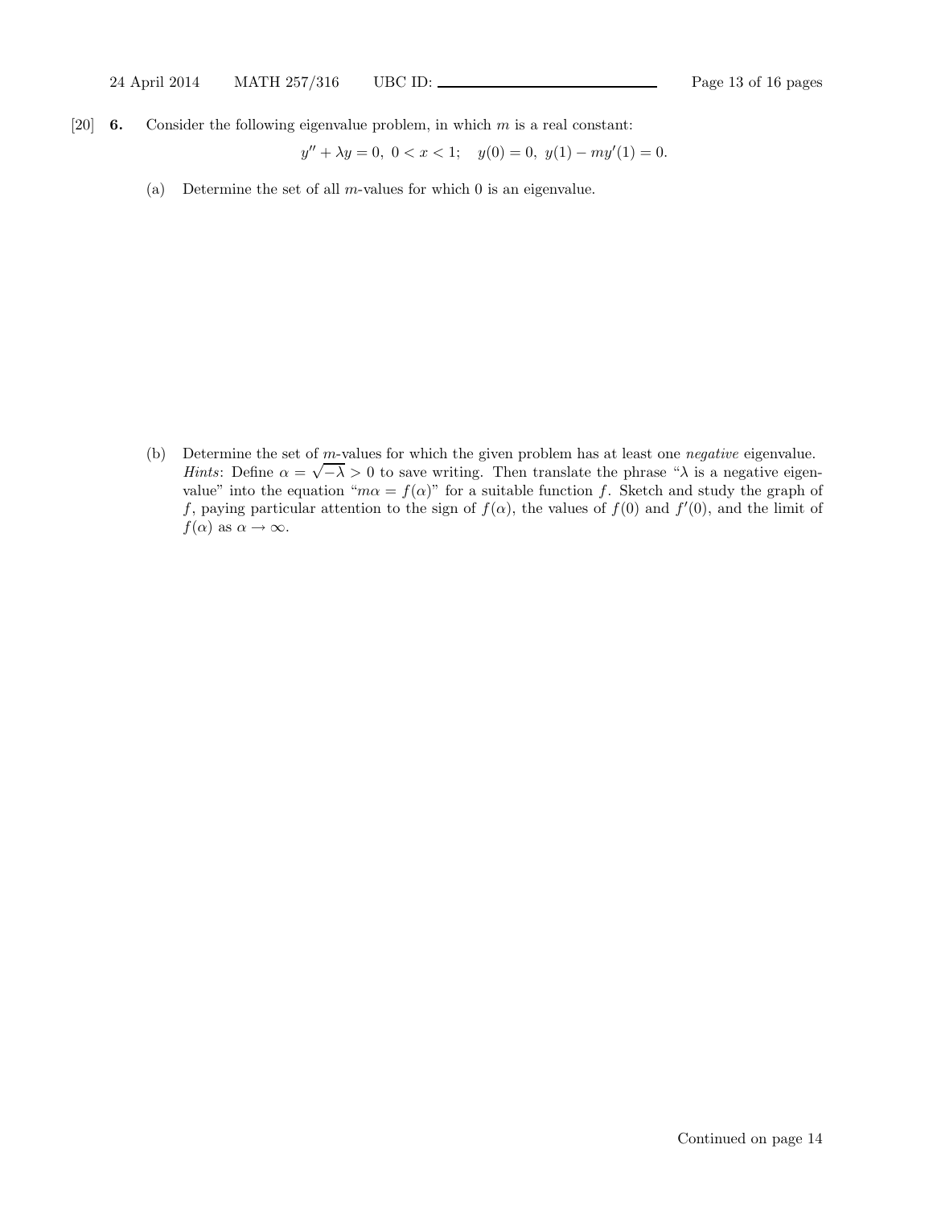[20] **6.** Consider the following eigenvalue problem, in which $m$ is a real constant:

$$y'' + \lambda y = 0,\ 0 < x < 1; \quad y(0) = 0,\ y(1) - my'(1) = 0.$$

(a) Determine the set of all $m$-values for which 0 is an eigenvalue.

(b) Determine the set of $m$-values for which the given problem has at least one *negative* eigenvalue. *Hints*: Define $\alpha = \sqrt{-\lambda} > 0$ to save writing. Then translate the phrase "$\lambda$ is a negative eigenvalue" into the equation "$m\alpha = f(\alpha)$" for a suitable function $f$. Sketch and study the graph of $f$, paying particular attention to the sign of $f(\alpha)$, the values of $f(0)$ and $f'(0)$, and the limit of $f(\alpha)$ as $\alpha \to \infty$.

Continued on page 14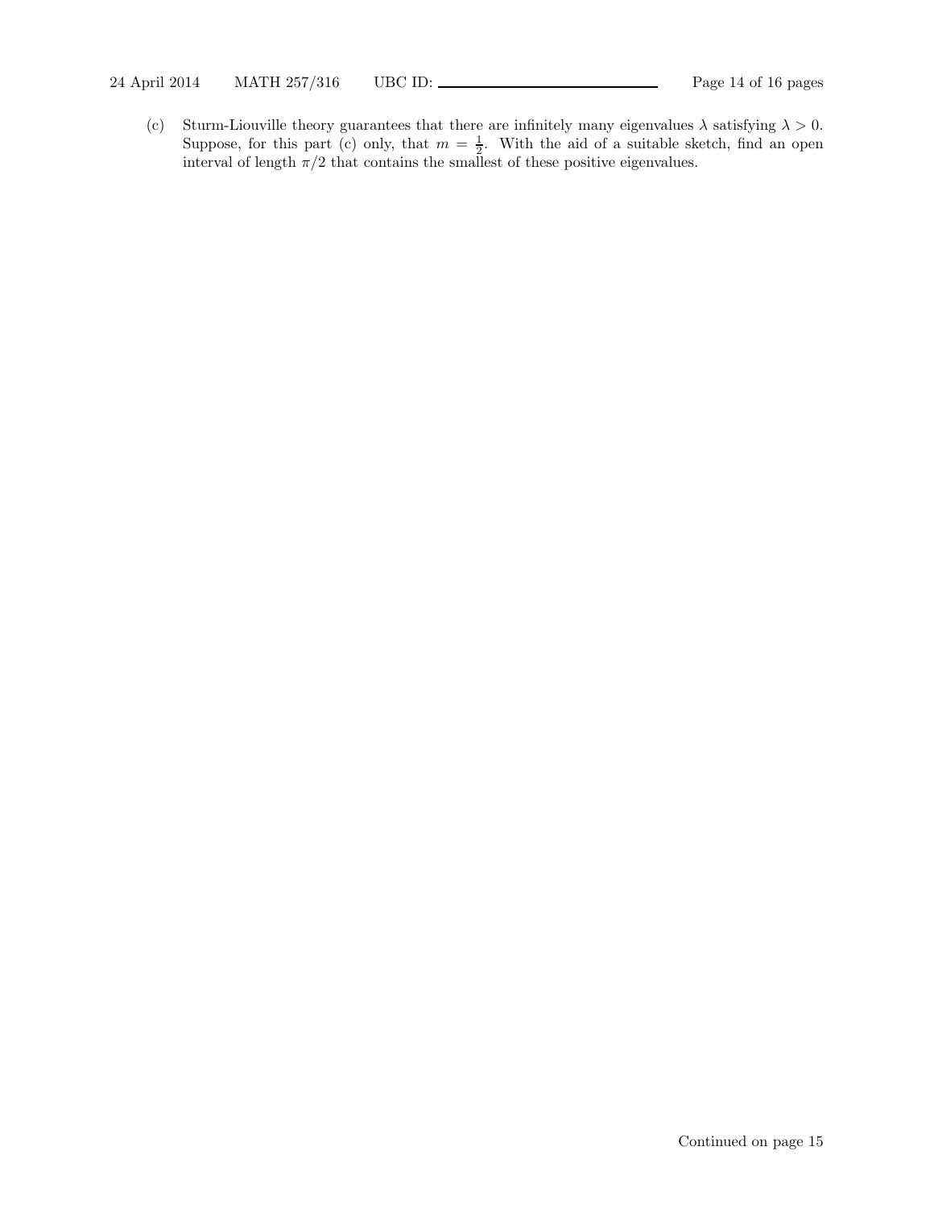(c) Sturm-Liouville theory guarantees that there are infinitely many eigenvalues $\lambda$ satisfying $\lambda > 0$. Suppose, for this part (c) only, that $m = \frac{1}{2}$. With the aid of a suitable sketch, find an open interval of length $\pi/2$ that contains the smallest of these positive eigenvalues.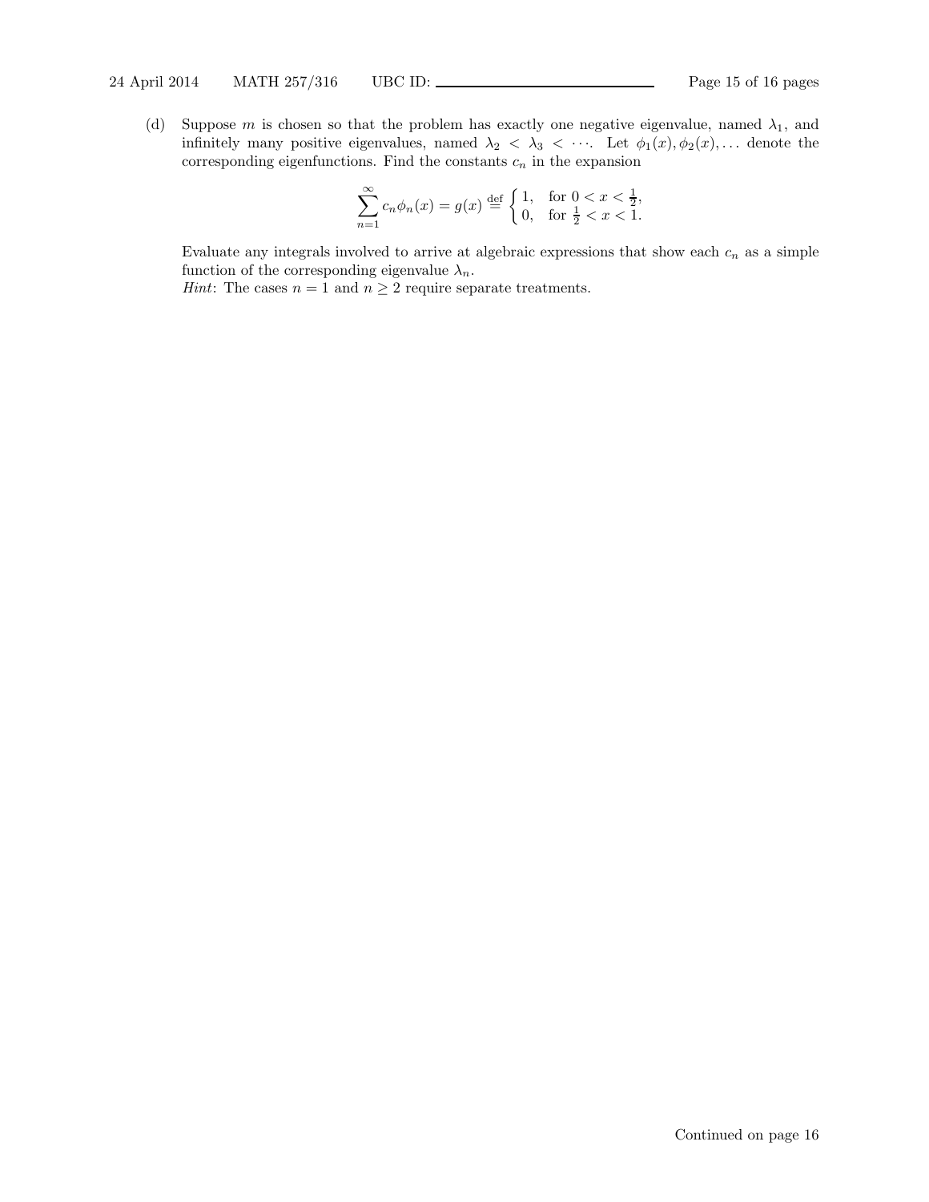(d) Suppose $m$ is chosen so that the problem has exactly one negative eigenvalue, named $\lambda_1$, and infinitely many positive eigenvalues, named $\lambda_2 < \lambda_3 < \cdots$. Let $\phi_1(x), \phi_2(x), \ldots$ denote the corresponding eigenfunctions. Find the constants $c_n$ in the expansion

$$\sum_{n=1}^{\infty} c_n \phi_n(x) = g(x) \stackrel{\text{def}}{=} \begin{cases} 1, & \text{for } 0 < x < \frac{1}{2}, \\ 0, & \text{for } \frac{1}{2} < x < 1. \end{cases}$$

Evaluate any integrals involved to arrive at algebraic expressions that show each $c_n$ as a simple function of the corresponding eigenvalue $\lambda_n$.

*Hint*: The cases $n = 1$ and $n \geq 2$ require separate treatments.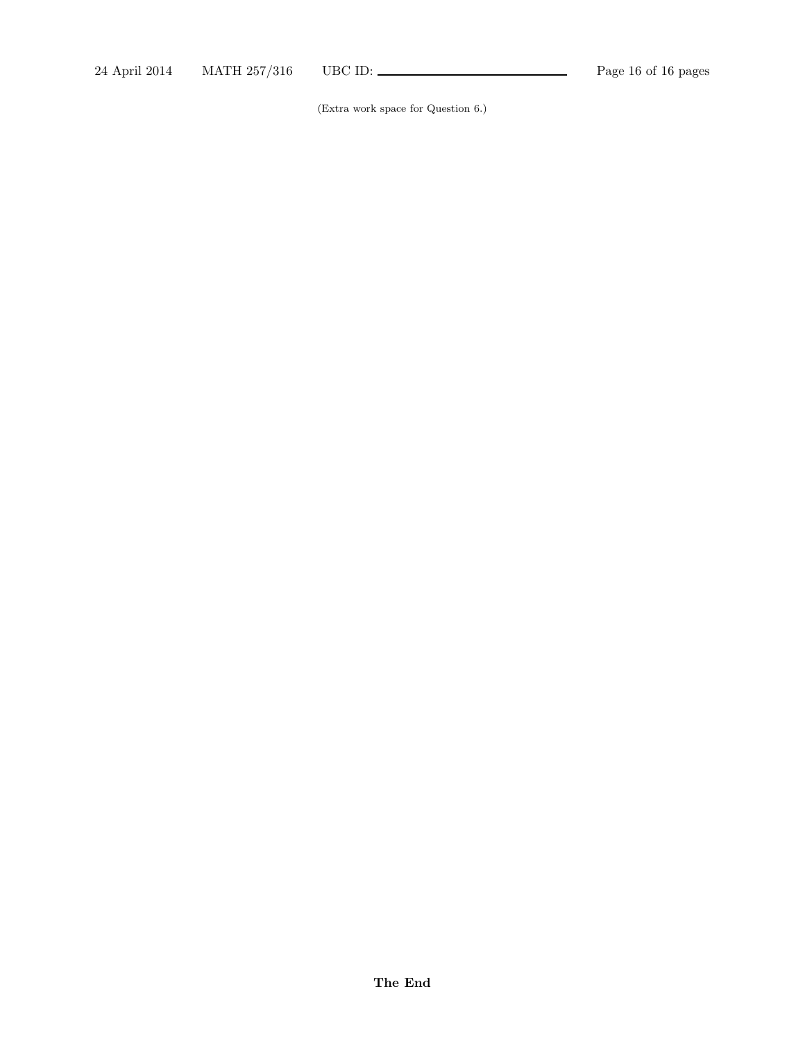(Extra work space for Question 6.)

**The End**